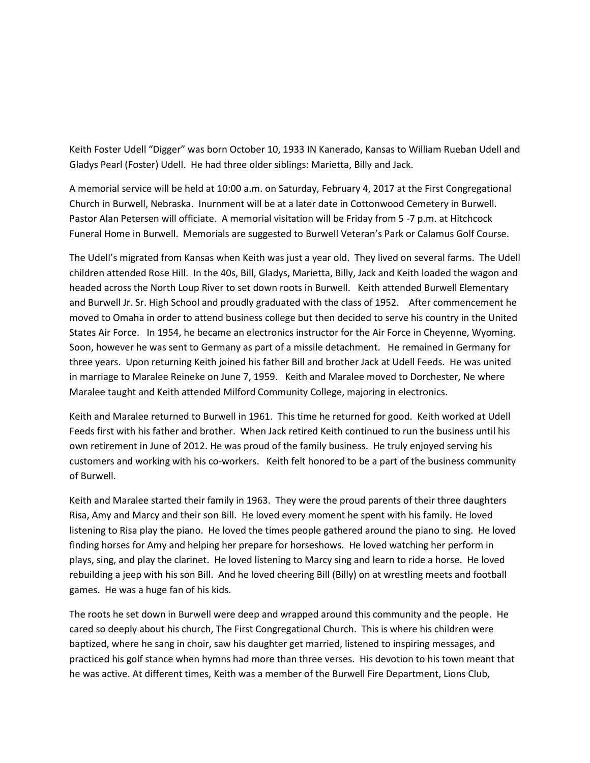Keith Foster Udell "Digger" was born October 10, 1933 IN Kanerado, Kansas to William Rueban Udell and Gladys Pearl (Foster) Udell. He had three older siblings: Marietta, Billy and Jack.

A memorial service will be held at 10:00 a.m. on Saturday, February 4, 2017 at the First Congregational Church in Burwell, Nebraska. Inurnment will be at a later date in Cottonwood Cemetery in Burwell. Pastor Alan Petersen will officiate. A memorial visitation will be Friday from 5 -7 p.m. at Hitchcock Funeral Home in Burwell. Memorials are suggested to Burwell Veteran's Park or Calamus Golf Course.

The Udell's migrated from Kansas when Keith was just a year old. They lived on several farms. The Udell children attended Rose Hill. In the 40s, Bill, Gladys, Marietta, Billy, Jack and Keith loaded the wagon and headed across the North Loup River to set down roots in Burwell. Keith attended Burwell Elementary and Burwell Jr. Sr. High School and proudly graduated with the class of 1952. After commencement he moved to Omaha in order to attend business college but then decided to serve his country in the United States Air Force. In 1954, he became an electronics instructor for the Air Force in Cheyenne, Wyoming. Soon, however he was sent to Germany as part of a missile detachment. He remained in Germany for three years. Upon returning Keith joined his father Bill and brother Jack at Udell Feeds. He was united in marriage to Maralee Reineke on June 7, 1959. Keith and Maralee moved to Dorchester, Ne where Maralee taught and Keith attended Milford Community College, majoring in electronics.

Keith and Maralee returned to Burwell in 1961. This time he returned for good. Keith worked at Udell Feeds first with his father and brother. When Jack retired Keith continued to run the business until his own retirement in June of 2012. He was proud of the family business. He truly enjoyed serving his customers and working with his co-workers. Keith felt honored to be a part of the business community of Burwell.

Keith and Maralee started their family in 1963. They were the proud parents of their three daughters Risa, Amy and Marcy and their son Bill. He loved every moment he spent with his family. He loved listening to Risa play the piano. He loved the times people gathered around the piano to sing. He loved finding horses for Amy and helping her prepare for horseshows. He loved watching her perform in plays, sing, and play the clarinet. He loved listening to Marcy sing and learn to ride a horse. He loved rebuilding a jeep with his son Bill. And he loved cheering Bill (Billy) on at wrestling meets and football games. He was a huge fan of his kids.

The roots he set down in Burwell were deep and wrapped around this community and the people. He cared so deeply about his church, The First Congregational Church. This is where his children were baptized, where he sang in choir, saw his daughter get married, listened to inspiring messages, and practiced his golf stance when hymns had more than three verses. His devotion to his town meant that he was active. At different times, Keith was a member of the Burwell Fire Department, Lions Club,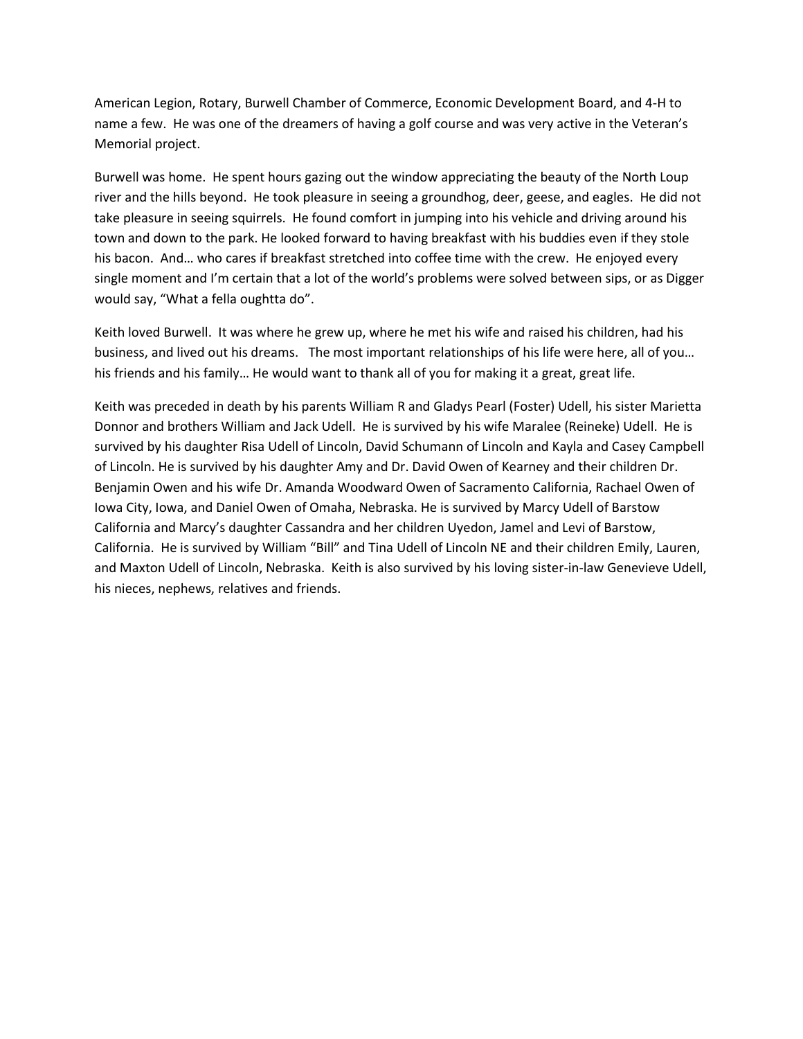American Legion, Rotary, Burwell Chamber of Commerce, Economic Development Board, and 4-H to name a few. He was one of the dreamers of having a golf course and was very active in the Veteran's Memorial project.

Burwell was home. He spent hours gazing out the window appreciating the beauty of the North Loup river and the hills beyond. He took pleasure in seeing a groundhog, deer, geese, and eagles. He did not take pleasure in seeing squirrels. He found comfort in jumping into his vehicle and driving around his town and down to the park. He looked forward to having breakfast with his buddies even if they stole his bacon. And… who cares if breakfast stretched into coffee time with the crew. He enjoyed every single moment and I'm certain that a lot of the world's problems were solved between sips, or as Digger would say, "What a fella oughtta do".

Keith loved Burwell. It was where he grew up, where he met his wife and raised his children, had his business, and lived out his dreams. The most important relationships of his life were here, all of you… his friends and his family… He would want to thank all of you for making it a great, great life.

Keith was preceded in death by his parents William R and Gladys Pearl (Foster) Udell, his sister Marietta Donnor and brothers William and Jack Udell. He is survived by his wife Maralee (Reineke) Udell. He is survived by his daughter Risa Udell of Lincoln, David Schumann of Lincoln and Kayla and Casey Campbell of Lincoln. He is survived by his daughter Amy and Dr. David Owen of Kearney and their children Dr. Benjamin Owen and his wife Dr. Amanda Woodward Owen of Sacramento California, Rachael Owen of Iowa City, Iowa, and Daniel Owen of Omaha, Nebraska. He is survived by Marcy Udell of Barstow California and Marcy's daughter Cassandra and her children Uyedon, Jamel and Levi of Barstow, California. He is survived by William "Bill" and Tina Udell of Lincoln NE and their children Emily, Lauren, and Maxton Udell of Lincoln, Nebraska. Keith is also survived by his loving sister-in-law Genevieve Udell, his nieces, nephews, relatives and friends.